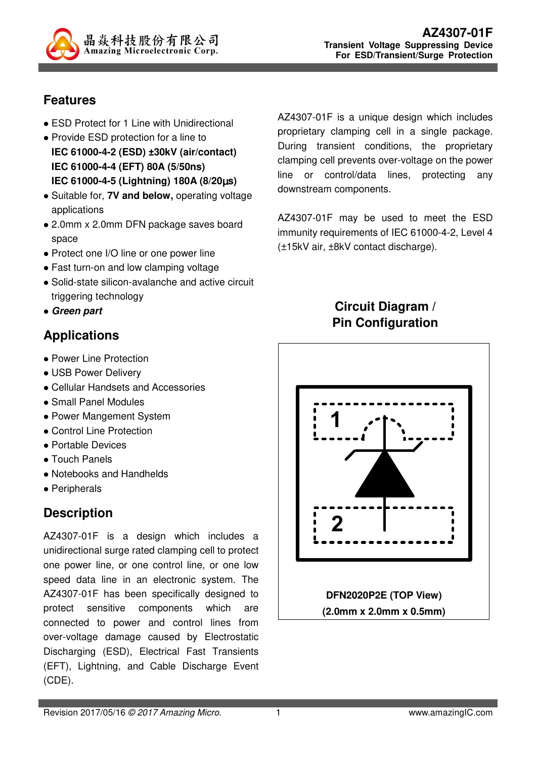# AZ4307-01F

**Transient Voltage Suppressing Device**
**For ESD/Transient/Surge Protection**

## Features

- ESD Protect for 1 Line with Unidirectional
- Provide ESD protection for a line to
  **IEC 61000-4-2 (ESD) ±30kV (air/contact)**
  **IEC 61000-4-4 (EFT) 80A (5/50ns)**
  **IEC 61000-4-5 (Lightning) 180A (8/20µs)**
- Suitable for, **7V and below,** operating voltage applications
- 2.0mm x 2.0mm DFN package saves board space
- Protect one I/O line or one power line
- Fast turn-on and low clamping voltage
- Solid-state silicon-avalanche and active circuit triggering technology
- ***Green part***

## Applications

- Power Line Protection
- USB Power Delivery
- Cellular Handsets and Accessories
- Small Panel Modules
- Power Mangement System
- Control Line Protection
- Portable Devices
- Touch Panels
- Notebooks and Handhelds
- Peripherals

## Description

AZ4307-01F is a design which includes a unidirectional surge rated clamping cell to protect one power line, or one control line, or one low speed data line in an electronic system. The AZ4307-01F has been specifically designed to protect sensitive components which are connected to power and control lines from over-voltage damage caused by Electrostatic Discharging (ESD), Electrical Fast Transients (EFT), Lightning, and Cable Discharge Event (CDE).

AZ4307-01F is a unique design which includes proprietary clamping cell in a single package. During transient conditions, the proprietary clamping cell prevents over-voltage on the power line or control/data lines, protecting any downstream components.

AZ4307-01F may be used to meet the ESD immunity requirements of IEC 61000-4-2, Level 4 (±15kV air, ±8kV contact discharge).

## Circuit Diagram / Pin Configuration

1

2

**DFN2020P2E (TOP View)**
**(2.0mm x 2.0mm x 0.5mm)**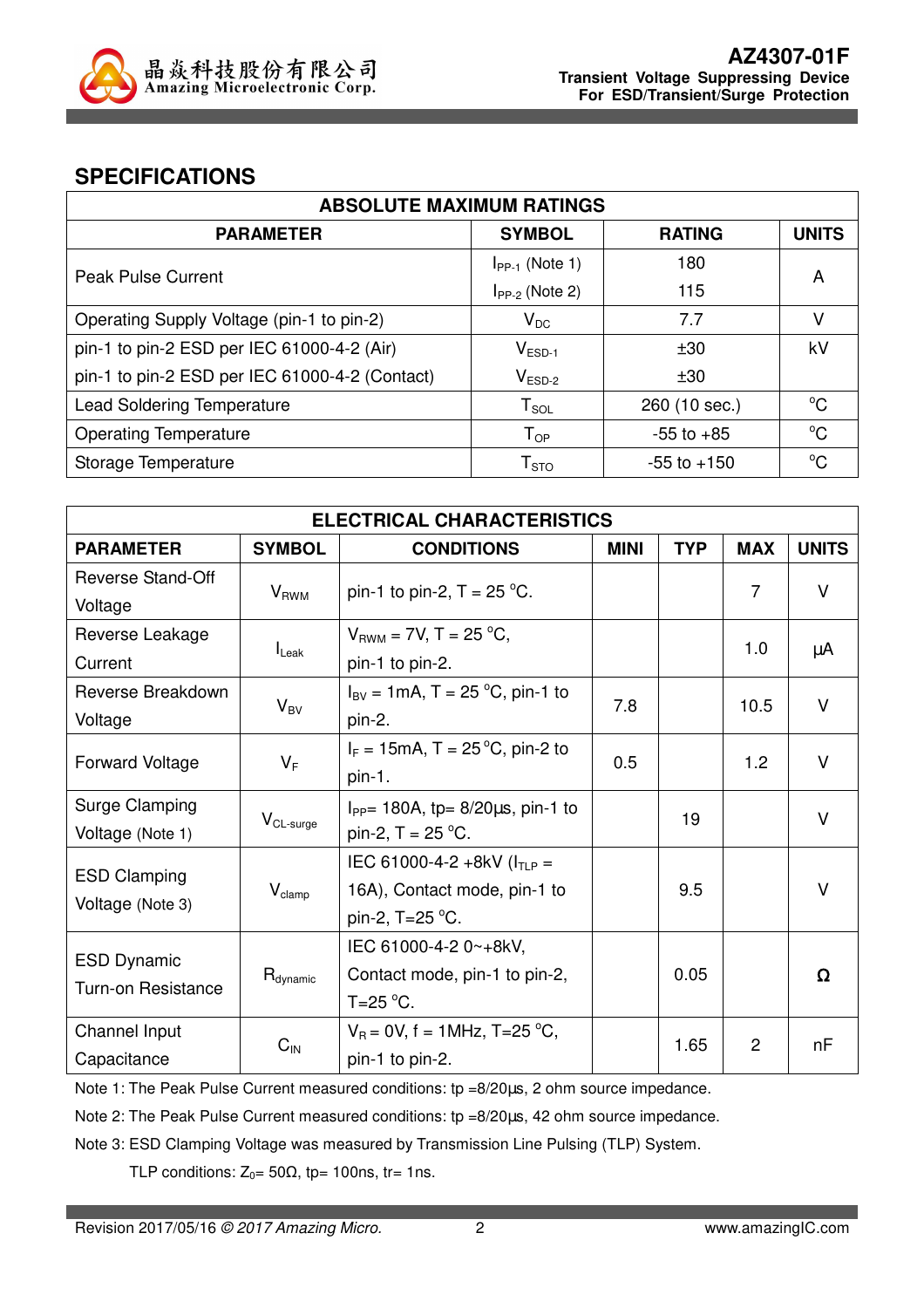## SPECIFICATIONS

| ABSOLUTE MAXIMUM RATINGS | | | |
|---|---|---|---|
| **PARAMETER** | **SYMBOL** | **RATING** | **UNITS** |
| Peak Pulse Current | $I_{PP-1}$ (Note 1) | 180 | A |
| | $I_{PP-2}$ (Note 2) | 115 | |
| Operating Supply Voltage (pin-1 to pin-2) | $V_{DC}$ | 7.7 | V |
| pin-1 to pin-2 ESD per IEC 61000-4-2 (Air) | $V_{ESD-1}$ | ±30 | kV |
| pin-1 to pin-2 ESD per IEC 61000-4-2 (Contact) | $V_{ESD-2}$ | ±30 | |
| Lead Soldering Temperature | $T_{SOL}$ | 260 (10 sec.) | °C |
| Operating Temperature | $T_{OP}$ | -55 to +85 | °C |
| Storage Temperature | $T_{STO}$ | -55 to +150 | °C |

| ELECTRICAL CHARACTERISTICS | | | | | | |
|---|---|---|---|---|---|---|
| **PARAMETER** | **SYMBOL** | **CONDITIONS** | **MINI** | **TYP** | **MAX** | **UNITS** |
| Reverse Stand-Off Voltage | $V_{RWM}$ | pin-1 to pin-2, T = 25 °C. | | | 7 | V |
| Reverse Leakage Current | $I_{Leak}$ | $V_{RWM}$ = 7V, T = 25 °C, pin-1 to pin-2. | | | 1.0 | μA |
| Reverse Breakdown Voltage | $V_{BV}$ | $I_{BV}$ = 1mA, T = 25 °C, pin-1 to pin-2. | 7.8 | | 10.5 | V |
| Forward Voltage | $V_F$ | $I_F$ = 15mA, T = 25 °C, pin-2 to pin-1. | 0.5 | | 1.2 | V |
| Surge Clamping Voltage (Note 1) | $V_{CL-surge}$ | $I_{PP}$= 180A, tp= 8/20μs, pin-1 to pin-2, T = 25 °C. | | 19 | | V |
| ESD Clamping Voltage (Note 3) | $V_{clamp}$ | IEC 61000-4-2 +8kV ($I_{TLP}$ = 16A), Contact mode, pin-1 to pin-2, T=25 °C. | | 9.5 | | V |
| ESD Dynamic Turn-on Resistance | $R_{dynamic}$ | IEC 61000-4-2 0~+8kV, Contact mode, pin-1 to pin-2, T=25 °C. | | 0.05 | | Ω |
| Channel Input Capacitance | $C_{IN}$ | $V_R$ = 0V, f = 1MHz, T=25 °C, pin-1 to pin-2. | | 1.65 | 2 | nF |

Note 1: The Peak Pulse Current measured conditions: tp =8/20μs, 2 ohm source impedance.

Note 2: The Peak Pulse Current measured conditions: tp =8/20μs, 42 ohm source impedance.

Note 3: ESD Clamping Voltage was measured by Transmission Line Pulsing (TLP) System.

TLP conditions: $Z_0$= 50Ω, tp= 100ns, tr= 1ns.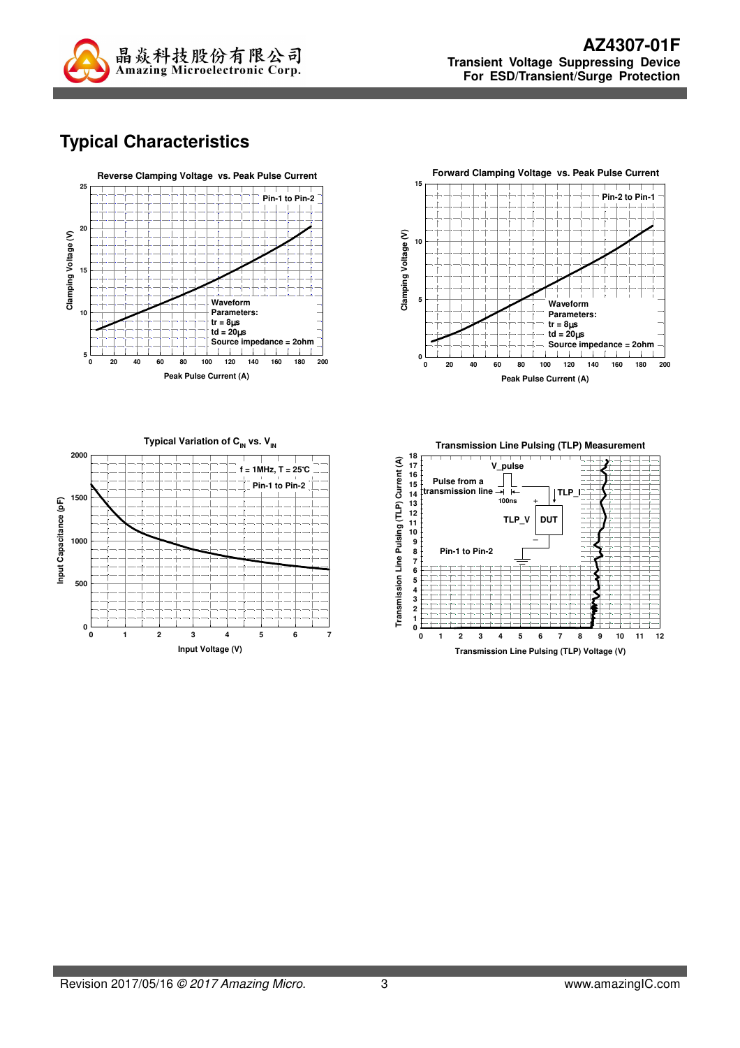## Typical Characteristics

**Reverse Clamping Voltage vs. Peak Pulse Current**

Pin-1 to Pin-2

Clamping Voltage (V)

Waveform Parameters:
tr = 8μs
td = 20μs
Source impedance = 2ohm

Peak Pulse Current (A)

**Forward Clamping Voltage vs. Peak Pulse Current**

Pin-2 to Pin-1

Clamping Voltage (V)

Waveform Parameters:
tr = 8μs
td = 20μs
Source impedance = 2ohm

Peak Pulse Current (A)

**Typical Variation of $C_{IN}$ vs. $V_{IN}$**

f = 1MHz, T = 25°C

Pin-1 to Pin-2

Input Capacitance (pF)

Input Voltage (V)

**Transmission Line Pulsing (TLP) Measurement**

Pulse from a transmission line

V_pulse

100ns

TLP_I

TLP_V

DUT

Pin-1 to Pin-2

Transmission Line Pulsing (TLP) Current (A)

Transmission Line Pulsing (TLP) Voltage (V)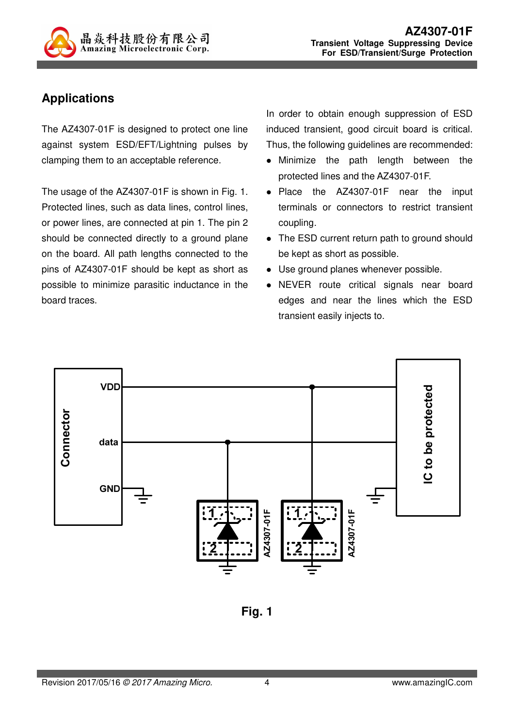## Applications

The AZ4307-01F is designed to protect one line against system ESD/EFT/Lightning pulses by clamping them to an acceptable reference.

The usage of the AZ4307-01F is shown in Fig. 1. Protected lines, such as data lines, control lines, or power lines, are connected at pin 1. The pin 2 should be connected directly to a ground plane on the board. All path lengths connected to the pins of AZ4307-01F should be kept as short as possible to minimize parasitic inductance in the board traces.

In order to obtain enough suppression of ESD induced transient, good circuit board is critical. Thus, the following guidelines are recommended:

- Minimize the path length between the protected lines and the AZ4307-01F.
- Place the AZ4307-01F near the input terminals or connectors to restrict transient coupling.
- The ESD current return path to ground should be kept as short as possible.
- Use ground planes whenever possible.
- NEVER route critical signals near board edges and near the lines which the ESD transient easily injects to.

**Fig. 1**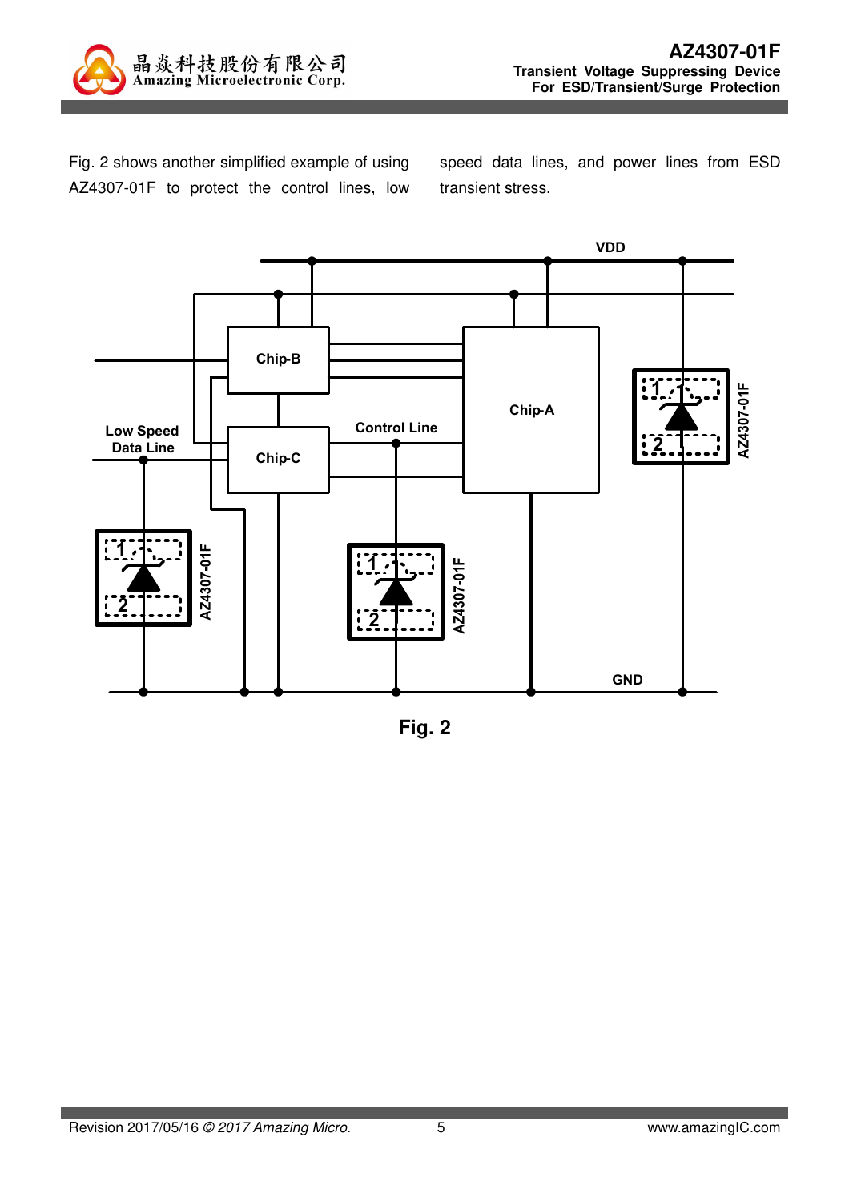Fig. 2 shows another simplified example of using AZ4307-01F to protect the control lines, low speed data lines, and power lines from ESD transient stress.

Fig. 2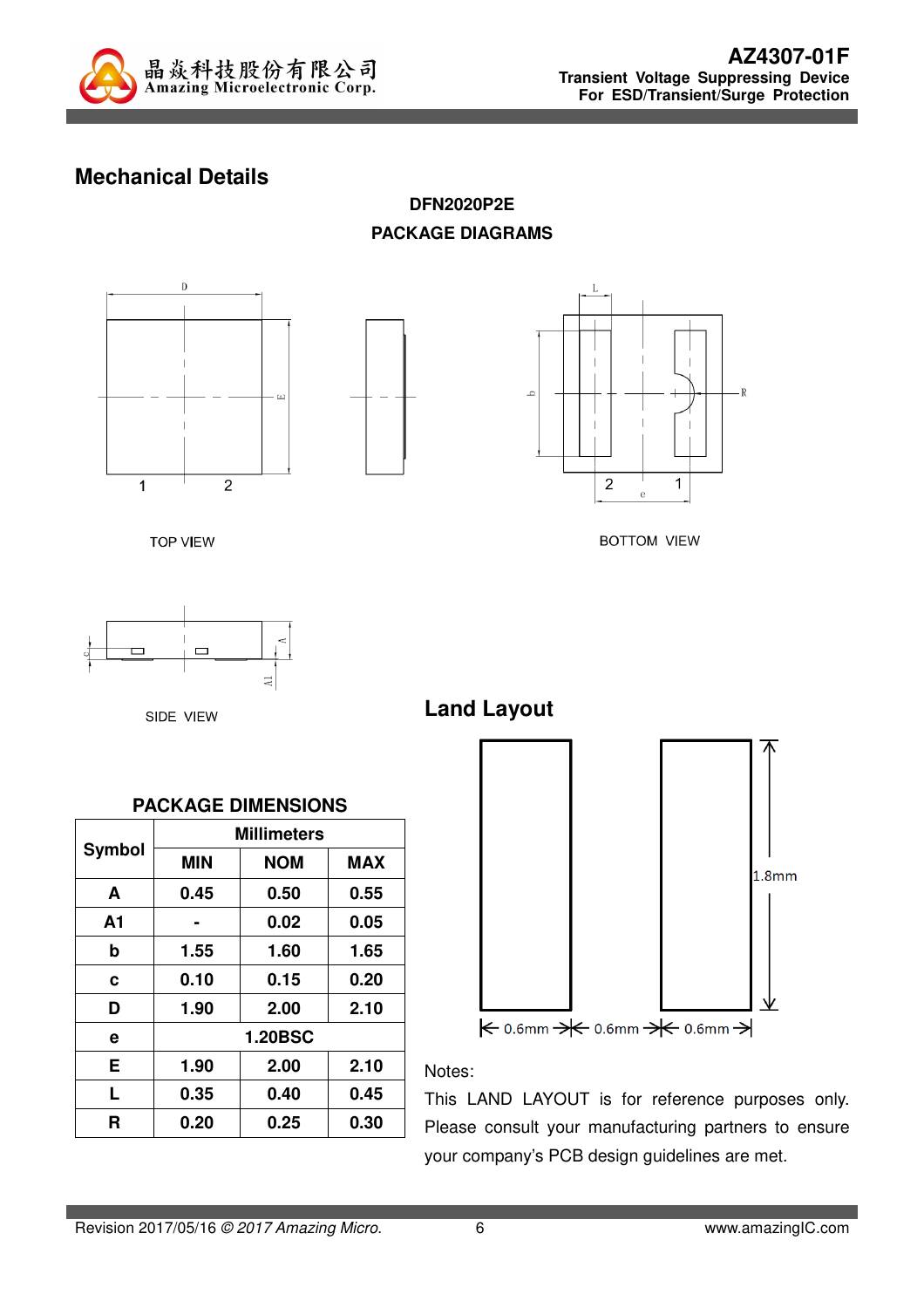## Mechanical Details

**DFN2020P2E**

**PACKAGE DIAGRAMS**

TOP VIEW

BOTTOM VIEW

SIDE VIEW

**PACKAGE DIMENSIONS**

| Symbol | Millimeters | | |
|---|---|---|---|
| | MIN | NOM | MAX |
| A | 0.45 | 0.50 | 0.55 |
| A1 | - | 0.02 | 0.05 |
| b | 1.55 | 1.60 | 1.65 |
| c | 0.10 | 0.15 | 0.20 |
| D | 1.90 | 2.00 | 2.10 |
| e | 1.20BSC | | |
| E | 1.90 | 2.00 | 2.10 |
| L | 0.35 | 0.40 | 0.45 |
| R | 0.20 | 0.25 | 0.30 |

## Land Layout

1.8mm

0.6mm 0.6mm 0.6mm

Notes:

This LAND LAYOUT is for reference purposes only. Please consult your manufacturing partners to ensure your company's PCB design guidelines are met.

Revision 2017/05/16 *© 2017 Amazing Micro.*

www.amazingIC.com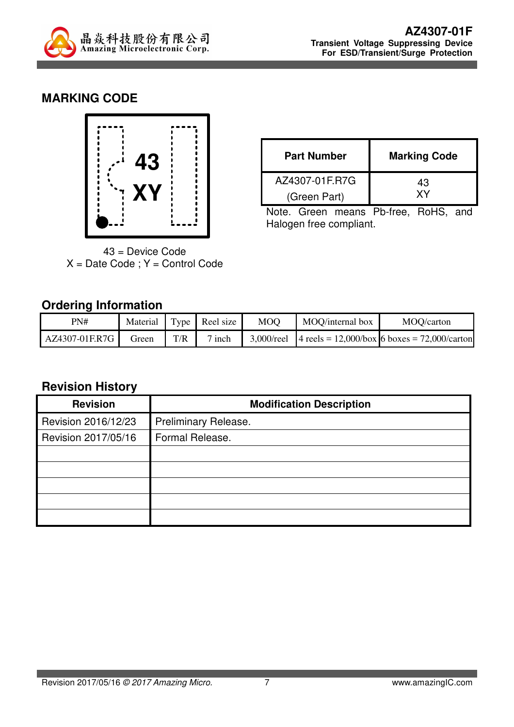## MARKING CODE

43

XY

43 = Device Code
X = Date Code ; Y = Control Code

| Part Number | Marking Code |
|---|---|
| AZ4307-01F.R7G (Green Part) | 43 XY |

Note. Green means Pb-free, RoHS, and Halogen free compliant.

## Ordering Information

| PN# | Material | Type | Reel size | MOQ | MOQ/internal box | MOQ/carton |
|---|---|---|---|---|---|---|
| AZ4307-01F.R7G | Green | T/R | 7 inch | 3,000/reel | 4 reels = 12,000/box | 6 boxes = 72,000/carton |

## Revision History

| Revision | Modification Description |
|---|---|
| Revision 2016/12/23 | Preliminary Release. |
| Revision 2017/05/16 | Formal Release. |
| | |
| | |
| | |
| | |
| | |